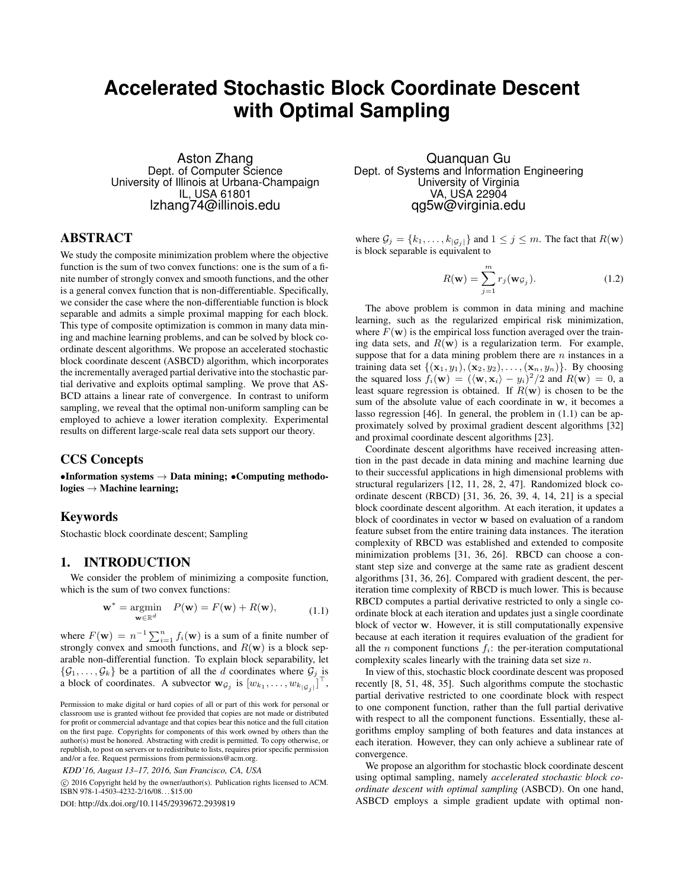# Accelerated Stochastic Block Coordinate Descent with Optimal Sampling

Aston Zhang
Dept. of Computer Science
University of Illinois at Urbana-Champaign
IL, USA 61801
lzhang74@illinois.edu

Quanquan Gu
Dept. of Systems and Information Engineering
University of Virginia
VA, USA 22904
qg5w@virginia.edu

## ABSTRACT

We study the composite minimization problem where the objective function is the sum of two convex functions: one is the sum of a finite number of strongly convex and smooth functions, and the other is a general convex function that is non-differentiable. Specifically, we consider the case where the non-differentiable function is block separable and admits a simple proximal mapping for each block. This type of composite optimization is common in many data mining and machine learning problems, and can be solved by block coordinate descent algorithms. We propose an accelerated stochastic block coordinate descent (ASBCD) algorithm, which incorporates the incrementally averaged partial derivative into the stochastic partial derivative and exploits optimal sampling. We prove that ASBCD attains a linear rate of convergence. In contrast to uniform sampling, we reveal that the optimal non-uniform sampling can be employed to achieve a lower iteration complexity. Experimental results on different large-scale real data sets support our theory.

## CCS Concepts

•**Information systems** → **Data mining;** •**Computing methodologies** → **Machine learning;**

## Keywords

Stochastic block coordinate descent; Sampling

## 1. INTRODUCTION

We consider the problem of minimizing a composite function, which is the sum of two convex functions:

$$\mathbf{w}^* = \operatorname*{argmin}_{\mathbf{w} \in \mathbb{R}^d} \quad P(\mathbf{w}) = F(\mathbf{w}) + R(\mathbf{w}), \tag{1.1}$$

where $F(\mathbf{w}) = n^{-1} \sum_{i=1}^{n} f_i(\mathbf{w})$ is a sum of a finite number of strongly convex and smooth functions, and $R(\mathbf{w})$ is a block separable non-differential function. To explain block separability, let $\{\mathcal{G}_1, \ldots, \mathcal{G}_k\}$ be a partition of all the $d$ coordinates where $\mathcal{G}_j$ is a block of coordinates. A subvector $\mathbf{w}_{\mathcal{G}_j}$ is $[w_{k_1}, \ldots, w_{k_{|\mathcal{G}_j|}}]^\top$, where $\mathcal{G}_j = \{k_1, \ldots, k_{|\mathcal{G}_j|}\}$ and $1 \leq j \leq m$. The fact that $R(\mathbf{w})$ is block separable is equivalent to

$$R(\mathbf{w}) = \sum_{j=1}^{m} r_j(\mathbf{w}_{\mathcal{G}_j}). \tag{1.2}$$

The above problem is common in data mining and machine learning, such as the regularized empirical risk minimization, where $F(\mathbf{w})$ is the empirical loss function averaged over the training data sets, and $R(\mathbf{w})$ is a regularization term. For example, suppose that for a data mining problem there are $n$ instances in a training data set $\{(\mathbf{x}_1, y_1), (\mathbf{x}_2, y_2), \ldots, (\mathbf{x}_n, y_n)\}$. By choosing the squared loss $f_i(\mathbf{w}) = (\langle \mathbf{w}, \mathbf{x}_i \rangle - y_i)^2/2$ and $R(\mathbf{w}) = 0$, a least square regression is obtained. If $R(\mathbf{w})$ is chosen to be the sum of the absolute value of each coordinate in $\mathbf{w}$, it becomes a lasso regression [46]. In general, the problem in (1.1) can be approximately solved by proximal gradient descent algorithms [32] and proximal coordinate descent algorithms [23].

Coordinate descent algorithms have received increasing attention in the past decade in data mining and machine learning due to their successful applications in high dimensional problems with structural regularizers [12, 11, 28, 2, 47]. Randomized block coordinate descent (RBCD) [31, 36, 26, 39, 4, 14, 21] is a special block coordinate descent algorithm. At each iteration, it updates a block of coordinates in vector $\mathbf{w}$ based on evaluation of a random feature subset from the entire training data instances. The iteration complexity of RBCD was established and extended to composite minimization problems [31, 36, 26]. RBCD can choose a constant step size and converge at the same rate as gradient descent algorithms [31, 36, 26]. Compared with gradient descent, the per-iteration time complexity of RBCD is much lower. This is because RBCD computes a partial derivative restricted to only a single coordinate block at each iteration and updates just a single coordinate block of vector $\mathbf{w}$. However, it is still computationally expensive because at each iteration it requires evaluation of the gradient for all the $n$ component functions $f_i$: the per-iteration computational complexity scales linearly with the training data set size $n$.

In view of this, stochastic block coordinate descent was proposed recently [8, 51, 48, 35]. Such algorithms compute the stochastic partial derivative restricted to one coordinate block with respect to one component function, rather than the full partial derivative with respect to all the component functions. Essentially, these algorithms employ sampling of both features and data instances at each iteration. However, they can only achieve a sublinear rate of convergence.

We propose an algorithm for stochastic block coordinate descent using optimal sampling, namely *accelerated stochastic block coordinate descent with optimal sampling* (ASBCD). On one hand, ASBCD employs a simple gradient update with optimal non-

Permission to make digital or hard copies of all or part of this work for personal or classroom use is granted without fee provided that copies are not made or distributed for profit or commercial advantage and that copies bear this notice and the full citation on the first page. Copyrights for components of this work owned by others than the author(s) must be honored. Abstracting with credit is permitted. To copy otherwise, or republish, to post on servers or to redistribute to lists, requires prior specific permission and/or a fee. Request permissions from permissions@acm.org.

*KDD'16, August 13–17, 2016, San Francisco, CA, USA*

© 2016 Copyright held by the owner/author(s). Publication rights licensed to ACM. ISBN 978-1-4503-4232-2/16/08...$15.00

DOI: http://dx.doi.org/10.1145/2939672.2939819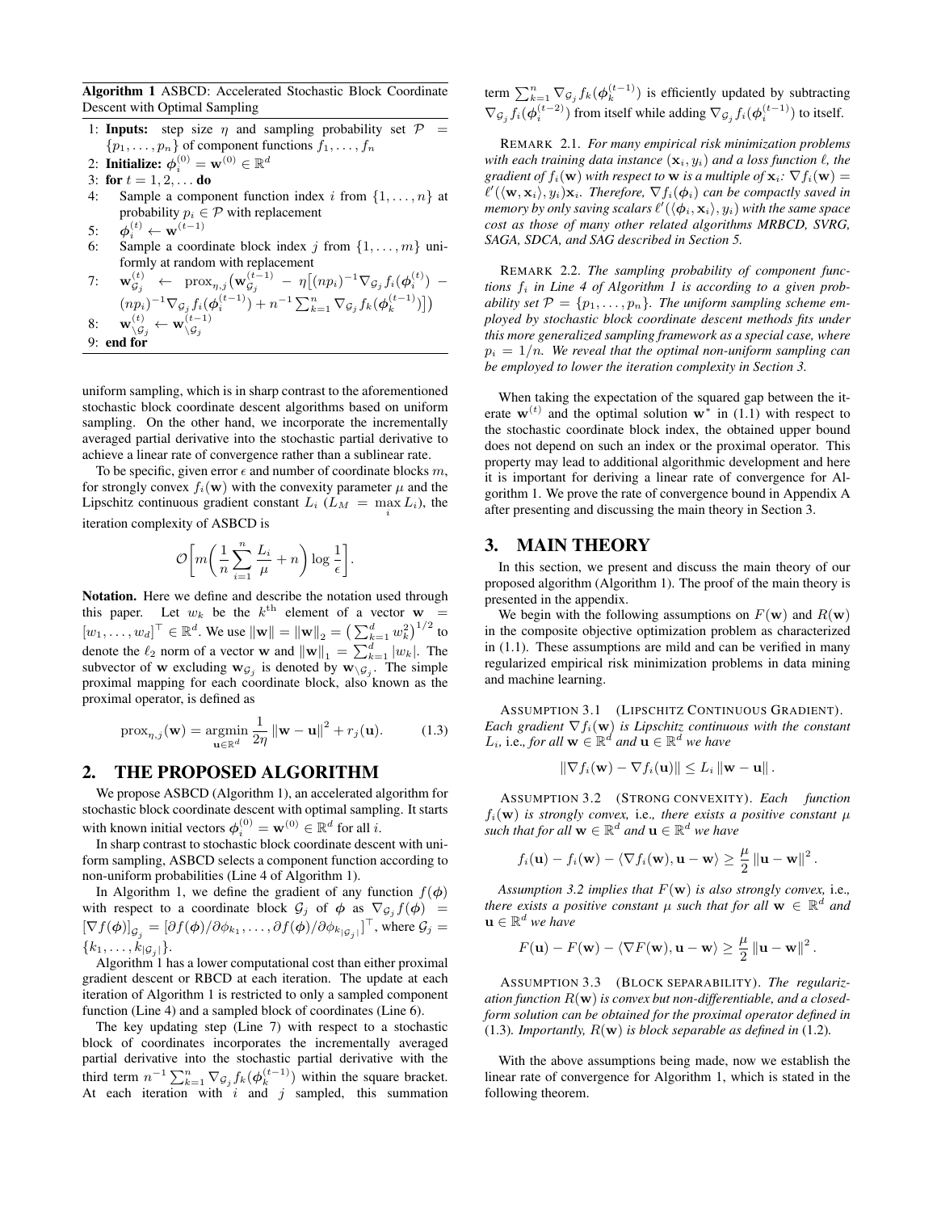**Algorithm 1** ASBCD: Accelerated Stochastic Block Coordinate Descent with Optimal Sampling

1: **Inputs:** step size $\eta$ and sampling probability set $\mathcal{P} = \{p_1, \ldots, p_n\}$ of component functions $f_1, \ldots, f_n$
2: **Initialize:** $\boldsymbol{\phi}_i^{(0)} = \mathbf{w}^{(0)} \in \mathbb{R}^d$
3: **for** $t = 1, 2, \ldots$ **do**
4: Sample a component function index $i$ from $\{1, \ldots, n\}$ at probability $p_i \in \mathcal{P}$ with replacement
5: $\boldsymbol{\phi}_i^{(t)} \leftarrow \mathbf{w}^{(t-1)}$
6: Sample a coordinate block index $j$ from $\{1, \ldots, m\}$ uniformly at random with replacement
7: $\mathbf{w}_{\mathcal{G}_j}^{(t)} \leftarrow \operatorname{prox}_{\eta,j}\big(\mathbf{w}_{\mathcal{G}_j}^{(t-1)} - \eta\big[(np_i)^{-1}\nabla_{\mathcal{G}_j} f_i(\boldsymbol{\phi}_i^{(t)}) - (np_i)^{-1}\nabla_{\mathcal{G}_j} f_i(\boldsymbol{\phi}_i^{(t-1)}) + n^{-1}\sum_{k=1}^n \nabla_{\mathcal{G}_j} f_k(\boldsymbol{\phi}_k^{(t-1)})\big]\big)$
8: $\mathbf{w}_{\setminus\mathcal{G}_j}^{(t)} \leftarrow \mathbf{w}_{\setminus\mathcal{G}_j}^{(t-1)}$
9: **end for**

uniform sampling, which is in sharp contrast to the aforementioned stochastic block coordinate descent algorithms based on uniform sampling. On the other hand, we incorporate the incrementally averaged partial derivative into the stochastic partial derivative to achieve a linear rate of convergence rather than a sublinear rate.

To be specific, given error $\epsilon$ and number of coordinate blocks $m$, for strongly convex $f_i(\mathbf{w})$ with the convexity parameter $\mu$ and the Lipschitz continuous gradient constant $L_i$ ($L_M = \max_i L_i$), the iteration complexity of ASBCD is

$$\mathcal{O}\bigg[m\bigg(\frac{1}{n}\sum_{i=1}^{n}\frac{L_i}{\mu} + n\bigg)\log\frac{1}{\epsilon}\bigg].$$

**Notation.** Here we define and describe the notation used through this paper. Let $w_k$ be the $k^{\text{th}}$ element of a vector $\mathbf{w} = [w_1, \ldots, w_d]^\top \in \mathbb{R}^d$. We use $\|\mathbf{w}\| = \|\mathbf{w}\|_2 = \big(\sum_{k=1}^d w_k^2\big)^{1/2}$ to denote the $\ell_2$ norm of a vector $\mathbf{w}$ and $\|\mathbf{w}\|_1 = \sum_{k=1}^d |w_k|$. The subvector of $\mathbf{w}$ excluding $\mathbf{w}_{\mathcal{G}_j}$ is denoted by $\mathbf{w}_{\setminus\mathcal{G}_j}$. The simple proximal mapping for each coordinate block, also known as the proximal operator, is defined as

$$\operatorname{prox}_{\eta,j}(\mathbf{w}) = \operatorname*{argmin}_{\mathbf{u}\in\mathbb{R}^d} \frac{1}{2\eta}\|\mathbf{w} - \mathbf{u}\|^2 + r_j(\mathbf{u}). \tag{1.3}$$

## 2. THE PROPOSED ALGORITHM

We propose ASBCD (Algorithm 1), an accelerated algorithm for stochastic block coordinate descent with optimal sampling. It starts with known initial vectors $\boldsymbol{\phi}_i^{(0)} = \mathbf{w}^{(0)} \in \mathbb{R}^d$ for all $i$.

In sharp contrast to stochastic block coordinate descent with uniform sampling, ASBCD selects a component function according to non-uniform probabilities (Line 4 of Algorithm 1).

In Algorithm 1, we define the gradient of any function $f(\boldsymbol{\phi})$ with respect to a coordinate block $\mathcal{G}_j$ of $\boldsymbol{\phi}$ as $\nabla_{\mathcal{G}_j} f(\boldsymbol{\phi}) = [\nabla f(\boldsymbol{\phi})]_{\mathcal{G}_j} = [\partial f(\boldsymbol{\phi})/\partial\phi_{k_1}, \ldots, \partial f(\boldsymbol{\phi})/\partial\phi_{k_{|\mathcal{G}_j|}}]^\top$, where $\mathcal{G}_j = \{k_1, \ldots, k_{|\mathcal{G}_j|}\}$.

Algorithm 1 has a lower computational cost than either proximal gradient descent or RBCD at each iteration. The update at each iteration of Algorithm 1 is restricted to only a sampled component function (Line 4) and a sampled block of coordinates (Line 6).

The key updating step (Line 7) with respect to a stochastic block of coordinates incorporates the incrementally averaged partial derivative into the stochastic partial derivative with the third term $n^{-1}\sum_{k=1}^n \nabla_{\mathcal{G}_j} f_k(\boldsymbol{\phi}_k^{(t-1)})$ within the square bracket. At each iteration with $i$ and $j$ sampled, this summation term $\sum_{k=1}^n \nabla_{\mathcal{G}_j} f_k(\boldsymbol{\phi}_k^{(t-1)})$ is efficiently updated by subtracting $\nabla_{\mathcal{G}_j} f_i(\boldsymbol{\phi}_i^{(t-2)})$ from itself while adding $\nabla_{\mathcal{G}_j} f_i(\boldsymbol{\phi}_i^{(t-1)})$ to itself.

REMARK 2.1. *For many empirical risk minimization problems with each training data instance $(\mathbf{x}_i, y_i)$ and a loss function $\ell$, the gradient of $f_i(\mathbf{w})$ with respect to $\mathbf{w}$ is a multiple of $\mathbf{x}_i$: $\nabla f_i(\mathbf{w}) = \ell'(\langle\mathbf{w}, \mathbf{x}_i\rangle, y_i)\mathbf{x}_i$. Therefore, $\nabla f_i(\boldsymbol{\phi}_i)$ can be compactly saved in memory by only saving scalars $\ell'(\langle\boldsymbol{\phi}_i, \mathbf{x}_i\rangle, y_i)$ with the same space cost as those of many other related algorithms MRBCD, SVRG, SAGA, SDCA, and SAG described in Section 5.*

REMARK 2.2. *The sampling probability of component functions $f_i$ in Line 4 of Algorithm 1 is according to a given probability set $\mathcal{P} = \{p_1, \ldots, p_n\}$. The uniform sampling scheme employed by stochastic block coordinate descent methods fits under this more generalized sampling framework as a special case, where $p_i = 1/n$. We reveal that the optimal non-uniform sampling can be employed to lower the iteration complexity in Section 3.*

When taking the expectation of the squared gap between the iterate $\mathbf{w}^{(t)}$ and the optimal solution $\mathbf{w}^*$ in (1.1) with respect to the stochastic coordinate block index, the obtained upper bound does not depend on such an index or the proximal operator. This property may lead to additional algorithmic development and here it is important for deriving a linear rate of convergence for Algorithm 1. We prove the rate of convergence bound in Appendix A after presenting and discussing the main theory in Section 3.

## 3. MAIN THEORY

In this section, we present and discuss the main theory of our proposed algorithm (Algorithm 1). The proof of the main theory is presented in the appendix.

We begin with the following assumptions on $F(\mathbf{w})$ and $R(\mathbf{w})$ in the composite objective optimization problem as characterized in (1.1). These assumptions are mild and can be verified in many regularized empirical risk minimization problems in data mining and machine learning.

ASSUMPTION 3.1 (LIPSCHITZ CONTINUOUS GRADIENT). *Each gradient $\nabla f_i(\mathbf{w})$ is Lipschitz continuous with the constant $L_i$,* i.e.*, for all $\mathbf{w} \in \mathbb{R}^d$ and $\mathbf{u} \in \mathbb{R}^d$ we have*

$$\|\nabla f_i(\mathbf{w}) - \nabla f_i(\mathbf{u})\| \le L_i\|\mathbf{w} - \mathbf{u}\|.$$

ASSUMPTION 3.2 (STRONG CONVEXITY). *Each function $f_i(\mathbf{w})$ is strongly convex,* i.e.*, there exists a positive constant $\mu$ such that for all $\mathbf{w} \in \mathbb{R}^d$ and $\mathbf{u} \in \mathbb{R}^d$ we have*

$$f_i(\mathbf{u}) - f_i(\mathbf{w}) - \langle\nabla f_i(\mathbf{w}), \mathbf{u} - \mathbf{w}\rangle \ge \frac{\mu}{2}\|\mathbf{u} - \mathbf{w}\|^2.$$

*Assumption 3.2 implies that $F(\mathbf{w})$ is also strongly convex,* i.e.*, there exists a positive constant $\mu$ such that for all $\mathbf{w} \in \mathbb{R}^d$ and $\mathbf{u} \in \mathbb{R}^d$ we have*

$$F(\mathbf{u}) - F(\mathbf{w}) - \langle\nabla F(\mathbf{w}), \mathbf{u} - \mathbf{w}\rangle \ge \frac{\mu}{2}\|\mathbf{u} - \mathbf{w}\|^2.$$

ASSUMPTION 3.3 (BLOCK SEPARABILITY). *The regularization function $R(\mathbf{w})$ is convex but non-differentiable, and a closed-form solution can be obtained for the proximal operator defined in (1.3). Importantly, $R(\mathbf{w})$ is block separable as defined in (1.2).*

With the above assumptions being made, now we establish the linear rate of convergence for Algorithm 1, which is stated in the following theorem.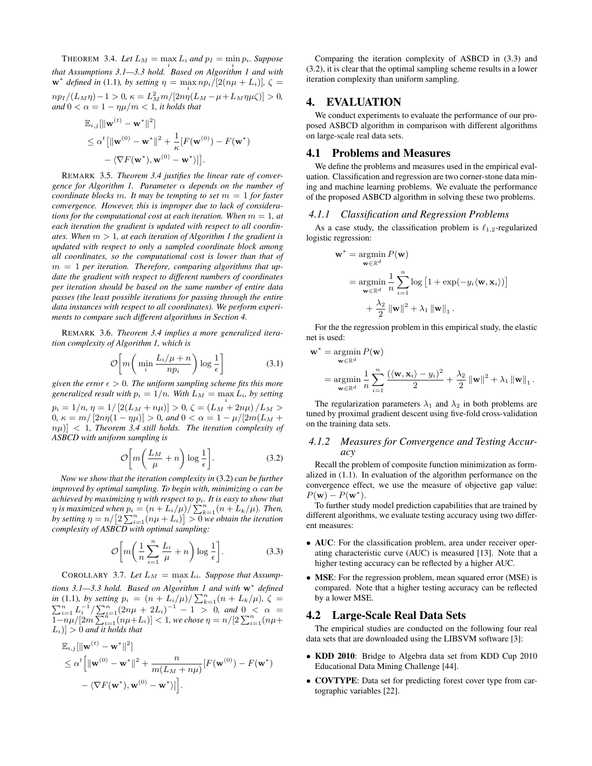THEOREM 3.4. *Let $L_M = \max_i L_i$ and $p_I = \min_i p_i$. Suppose that Assumptions 3.1—3.3 hold. Based on Algorithm 1 and with $\mathbf{w}^*$ defined in (1.1), by setting $\eta = \max_i np_i/[2(n\mu + L_i)]$, $\zeta = np_I/(L_M\eta) - 1 > 0$, $\kappa = L_M^2 m/[2n\eta(L_M - \mu + L_M\eta\mu\zeta)] > 0$, and $0 < \alpha = 1 - \eta\mu/m < 1$, it holds that*

$$
\begin{aligned}
&\mathbb{E}_{i,j}[\|\mathbf{w}^{(t)} - \mathbf{w}^*\|^2] \\
&\leq \alpha^t \big[\|\mathbf{w}^{(0)} - \mathbf{w}^*\|^2 + \frac{1}{\kappa}[F(\mathbf{w}^{(0)}) - F(\mathbf{w}^*) \\
&\quad - \langle \nabla F(\mathbf{w}^*), \mathbf{w}^{(0)} - \mathbf{w}^* \rangle]\big].
\end{aligned}
$$

REMARK 3.5. *Theorem 3.4 justifies the linear rate of convergence for Algorithm 1. Parameter $\alpha$ depends on the number of coordinate blocks $m$. It may be tempting to set $m = 1$ for faster convergence. However, this is improper due to lack of considerations for the computational cost at each iteration. When $m = 1$, at each iteration the gradient is updated with respect to all coordinates. When $m > 1$, at each iteration of Algorithm 1 the gradient is updated with respect to only a sampled coordinate block among all coordinates, so the computational cost is lower than that of $m = 1$ per iteration. Therefore, comparing algorithms that update the gradient with respect to different numbers of coordinates per iteration should be based on the same number of entire data passes (the least possible iterations for passing through the entire data instances with respect to all coordinates). We perform experiments to compare such different algorithms in Section 4.*

REMARK 3.6. *Theorem 3.4 implies a more generalized iteration complexity of Algorithm 1, which is*

$$
\mathcal{O}\bigg[m\bigg(\min_i \frac{L_i/\mu + n}{np_i}\bigg)\log\frac{1}{\epsilon}\bigg] \tag{3.1}
$$

*given the error $\epsilon > 0$. The uniform sampling scheme fits this more generalized result with $p_i = 1/n$. With $L_M = \max_i L_i$, by setting $p_i = 1/n$, $\eta = 1/[2(L_M + n\mu)] > 0$, $\zeta = (L_M + 2n\mu)/L_M > 0$, $\kappa = m/[2n\eta(1 - \eta\mu)] > 0$, and $0 < \alpha = 1 - \mu/[2m(L_M + n\mu)] < 1$, Theorem 3.4 still holds. The iteration complexity of ASBCD with uniform sampling is*

$$
\mathcal{O}\bigg[m\bigg(\frac{L_M}{\mu} + n\bigg)\log\frac{1}{\epsilon}\bigg]. \tag{3.2}
$$

*Now we show that the iteration complexity in (3.2) can be further improved by optimal sampling. To begin with, minimizing $\alpha$ can be achieved by maximizing $\eta$ with respect to $p_i$. It is easy to show that $\eta$ is maximized when $p_i = (n + L_i/\mu)/\sum_{k=1}^n (n + L_k/\mu)$. Then, by setting $\eta = n/\big[2\sum_{i=1}^n (n\mu + L_i)\big] > 0$ we obtain the iteration complexity of ASBCD with optimal sampling:*

$$
\mathcal{O}\bigg[m\bigg(\frac{1}{n}\sum_{i=1}^n \frac{L_i}{\mu} + n\bigg)\log\frac{1}{\epsilon}\bigg]. \tag{3.3}
$$

COROLLARY 3.7. *Let $L_M = \max_i L_i$. Suppose that Assumptions 3.1—3.3 hold. Based on Algorithm 1 and with $\mathbf{w}^*$ defined in (1.1), by setting $p_i = (n + L_i/\mu)/\sum_{k=1}^n (n + L_k/\mu)$, $\zeta = \sum_{i=1}^n L_i^{-1}/\sum_{i=1}^n (2n\mu + 2L_i)^{-1} - 1 > 0$, and $0 < \alpha = 1 - n\mu/[2m\sum_{i=1}^n (n\mu + L_i)] < 1$, we chose $\eta = n/[2\sum_{i=1}^n (n\mu + L_i)] > 0$ and it holds that*

$$
\begin{aligned}
&\mathbb{E}_{i,j}[\|\mathbf{w}^{(t)} - \mathbf{w}^*\|^2] \\
&\leq \alpha^t \Big[\|\mathbf{w}^{(0)} - \mathbf{w}^*\|^2 + \frac{n}{m(L_M + n\mu)}[F(\mathbf{w}^{(0)}) - F(\mathbf{w}^*) \\
&\quad - \langle \nabla F(\mathbf{w}^*), \mathbf{w}^{(0)} - \mathbf{w}^* \rangle]\Big].
\end{aligned}
$$

Comparing the iteration complexity of ASBCD in (3.3) and (3.2), it is clear that the optimal sampling scheme results in a lower iteration complexity than uniform sampling.

# 4. EVALUATION

We conduct experiments to evaluate the performance of our proposed ASBCD algorithm in comparison with different algorithms on large-scale real data sets.

## 4.1 Problems and Measures

We define the problems and measures used in the empirical evaluation. Classification and regression are two corner-stone data mining and machine learning problems. We evaluate the performance of the proposed ASBCD algorithm in solving these two problems.

### 4.1.1 Classification and Regression Problems

As a case study, the classification problem is $\ell_{1,2}$-regularized logistic regression:

$$
\begin{aligned}
\mathbf{w}^* &= \operatorname*{argmin}_{\mathbf{w} \in \mathbb{R}^d} P(\mathbf{w}) \\
&= \operatorname*{argmin}_{\mathbf{w} \in \mathbb{R}^d} \frac{1}{n}\sum_{i=1}^n \log\big[1 + \exp(-y_i\langle \mathbf{w}, \mathbf{x}_i \rangle)\big] \\
&\quad + \frac{\lambda_2}{2}\|\mathbf{w}\|^2 + \lambda_1\|\mathbf{w}\|_1.
\end{aligned}
$$

For the the regression problem in this empirical study, the elastic net is used:

$$
\begin{aligned}
\mathbf{w}^* &= \operatorname*{argmin}_{\mathbf{w} \in \mathbb{R}^d} P(\mathbf{w}) \\
&= \operatorname*{argmin}_{\mathbf{w} \in \mathbb{R}^d} \frac{1}{n}\sum_{i=1}^n \frac{(\langle \mathbf{w}, \mathbf{x}_i \rangle - y_i)^2}{2} + \frac{\lambda_2}{2}\|\mathbf{w}\|^2 + \lambda_1\|\mathbf{w}\|_1.
\end{aligned}
$$

The regularization parameters $\lambda_1$ and $\lambda_2$ in both problems are tuned by proximal gradient descent using five-fold cross-validation on the training data sets.

### 4.1.2 Measures for Convergence and Testing Accuracy

Recall the problem of composite function minimization as formalized in (1.1). In evaluation of the algorithm performance on the convergence effect, we use the measure of objective gap value: $P(\mathbf{w}) - P(\mathbf{w}^*)$.

To further study model prediction capabilities that are trained by different algorithms, we evaluate testing accuracy using two different measures:

- **AUC**: For the classification problem, area under receiver operating characteristic curve (AUC) is measured [13]. Note that a higher testing accuracy can be reflected by a higher AUC.
- **MSE**: For the regression problem, mean squared error (MSE) is compared. Note that a higher testing accuracy can be reflected by a lower MSE.

## 4.2 Large-Scale Real Data Sets

The empirical studies are conducted on the following four real data sets that are downloaded using the LIBSVM software [3]:

- **KDD 2010**: Bridge to Algebra data set from KDD Cup 2010 Educational Data Mining Challenge [44].
- **COVTYPE**: Data set for predicting forest cover type from cartographic variables [22].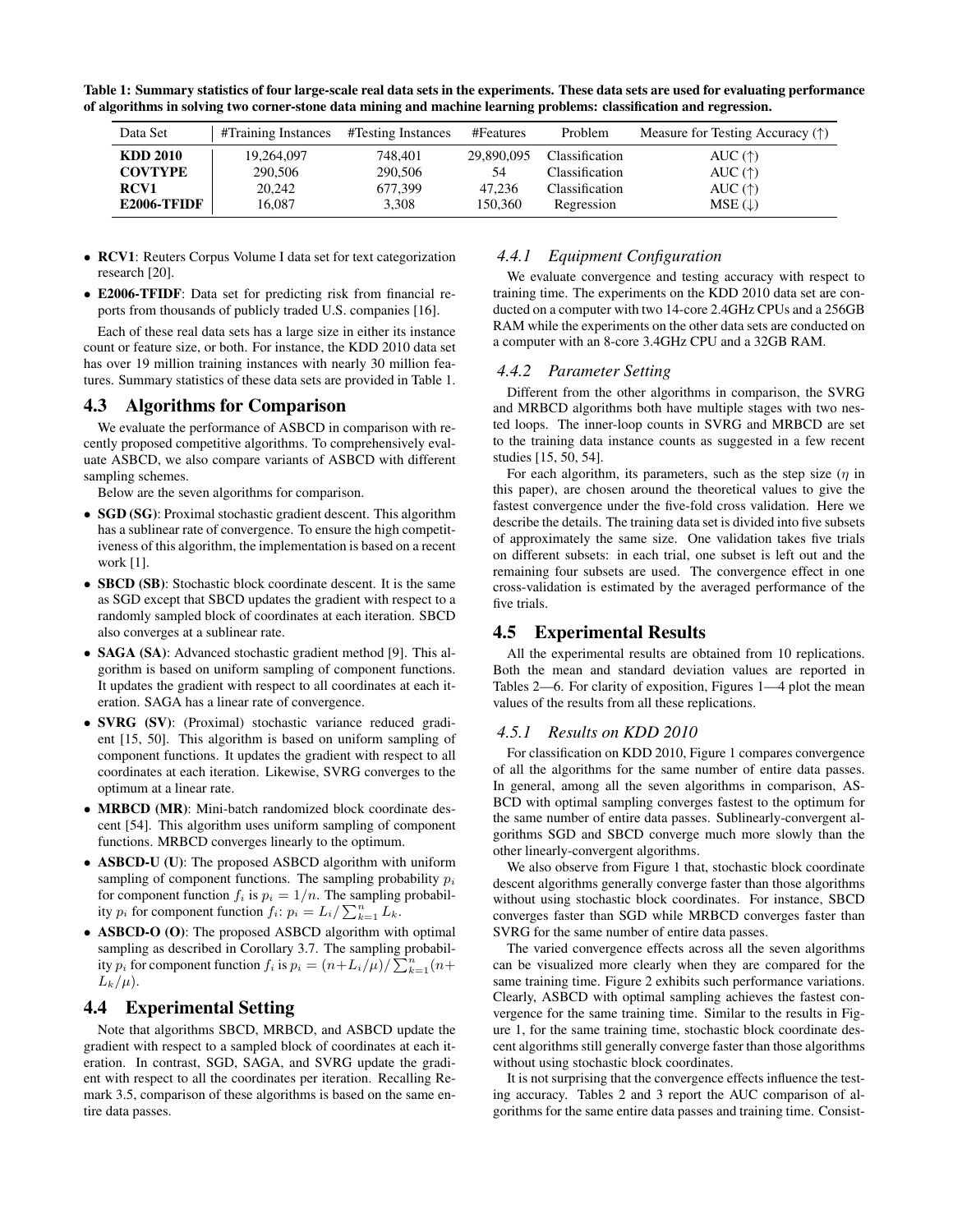**Table 1: Summary statistics of four large-scale real data sets in the experiments. These data sets are used for evaluating performance of algorithms in solving two corner-stone data mining and machine learning problems: classification and regression.**

| Data Set | #Training Instances | #Testing Instances | #Features | Problem | Measure for Testing Accuracy (↑) |
|---|---|---|---|---|---|
| **KDD 2010** | 19,264,097 | 748,401 | 29,890,095 | Classification | AUC (↑) |
| **COVTYPE** | 290,506 | 290,506 | 54 | Classification | AUC (↑) |
| **RCV1** | 20,242 | 677,399 | 47,236 | Classification | AUC (↑) |
| **E2006-TFIDF** | 16,087 | 3,308 | 150,360 | Regression | MSE (↓) |

- **RCV1**: Reuters Corpus Volume I data set for text categorization research [20].
- **E2006-TFIDF**: Data set for predicting risk from financial reports from thousands of publicly traded U.S. companies [16].

Each of these real data sets has a large size in either its instance count or feature size, or both. For instance, the KDD 2010 data set has over 19 million training instances with nearly 30 million features. Summary statistics of these data sets are provided in Table 1.

## 4.3 Algorithms for Comparison

We evaluate the performance of ASBCD in comparison with recently proposed competitive algorithms. To comprehensively evaluate ASBCD, we also compare variants of ASBCD with different sampling schemes.

Below are the seven algorithms for comparison.

- **SGD (SG)**: Proximal stochastic gradient descent. This algorithm has a sublinear rate of convergence. To ensure the high competitiveness of this algorithm, the implementation is based on a recent work [1].
- **SBCD (SB)**: Stochastic block coordinate descent. It is the same as SGD except that SBCD updates the gradient with respect to a randomly sampled block of coordinates at each iteration. SBCD also converges at a sublinear rate.
- **SAGA (SA)**: Advanced stochastic gradient method [9]. This algorithm is based on uniform sampling of component functions. It updates the gradient with respect to all coordinates at each iteration. SAGA has a linear rate of convergence.
- **SVRG (SV)**: (Proximal) stochastic variance reduced gradient [15, 50]. This algorithm is based on uniform sampling of component functions. It updates the gradient with respect to all coordinates at each iteration. Likewise, SVRG converges to the optimum at a linear rate.
- **MRBCD (MR)**: Mini-batch randomized block coordinate descent [54]. This algorithm uses uniform sampling of component functions. MRBCD converges linearly to the optimum.
- **ASBCD-U (U)**: The proposed ASBCD algorithm with uniform sampling of component functions. The sampling probability $p_i$ for component function $f_i$ is $p_i = 1/n$. The sampling probability $p_i$ for component function $f_i$: $p_i = L_i / \sum_{k=1}^{n} L_k$.
- **ASBCD-O (O)**: The proposed ASBCD algorithm with optimal sampling as described in Corollary 3.7. The sampling probability $p_i$ for component function $f_i$ is $p_i = (n + L_i/\mu) / \sum_{k=1}^{n} (n + L_k/\mu)$.

## 4.4 Experimental Setting

Note that algorithms SBCD, MRBCD, and ASBCD update the gradient with respect to a sampled block of coordinates at each iteration. In contrast, SGD, SAGA, and SVRG update the gradient with respect to all the coordinates per iteration. Recalling Remark 3.5, comparison of these algorithms is based on the same entire data passes.

### 4.4.1 Equipment Configuration

We evaluate convergence and testing accuracy with respect to training time. The experiments on the KDD 2010 data set are conducted on a computer with two 14-core 2.4GHz CPUs and a 256GB RAM while the experiments on the other data sets are conducted on a computer with an 8-core 3.4GHz CPU and a 32GB RAM.

### 4.4.2 Parameter Setting

Different from the other algorithms in comparison, the SVRG and MRBCD algorithms both have multiple stages with two nested loops. The inner-loop counts in SVRG and MRBCD are set to the training data instance counts as suggested in a few recent studies [15, 50, 54].

For each algorithm, its parameters, such as the step size ($\eta$ in this paper), are chosen around the theoretical values to give the fastest convergence under the five-fold cross validation. Here we describe the details. The training data set is divided into five subsets of approximately the same size. One validation takes five trials on different subsets: in each trial, one subset is left out and the remaining four subsets are used. The convergence effect in one cross-validation is estimated by the averaged performance of the five trials.

## 4.5 Experimental Results

All the experimental results are obtained from 10 replications. Both the mean and standard deviation values are reported in Tables 2—6. For clarity of exposition, Figures 1—4 plot the mean values of the results from all these replications.

### 4.5.1 Results on KDD 2010

For classification on KDD 2010, Figure 1 compares convergence of all the algorithms for the same number of entire data passes. In general, among all the seven algorithms in comparison, ASBCD with optimal sampling converges fastest to the optimum for the same number of entire data passes. Sublinearly-convergent algorithms SGD and SBCD converge much more slowly than the other linearly-convergent algorithms.

We also observe from Figure 1 that, stochastic block coordinate descent algorithms generally converge faster than those algorithms without using stochastic block coordinates. For instance, SBCD converges faster than SGD while MRBCD converges faster than SVRG for the same number of entire data passes.

The varied convergence effects across all the seven algorithms can be visualized more clearly when they are compared for the same training time. Figure 2 exhibits such performance variations. Clearly, ASBCD with optimal sampling achieves the fastest convergence for the same training time. Similar to the results in Figure 1, for the same training time, stochastic block coordinate descent algorithms still generally converge faster than those algorithms without using stochastic block coordinates.

It is not surprising that the convergence effects influence the testing accuracy. Tables 2 and 3 report the AUC comparison of algorithms for the same entire data passes and training time. Consist-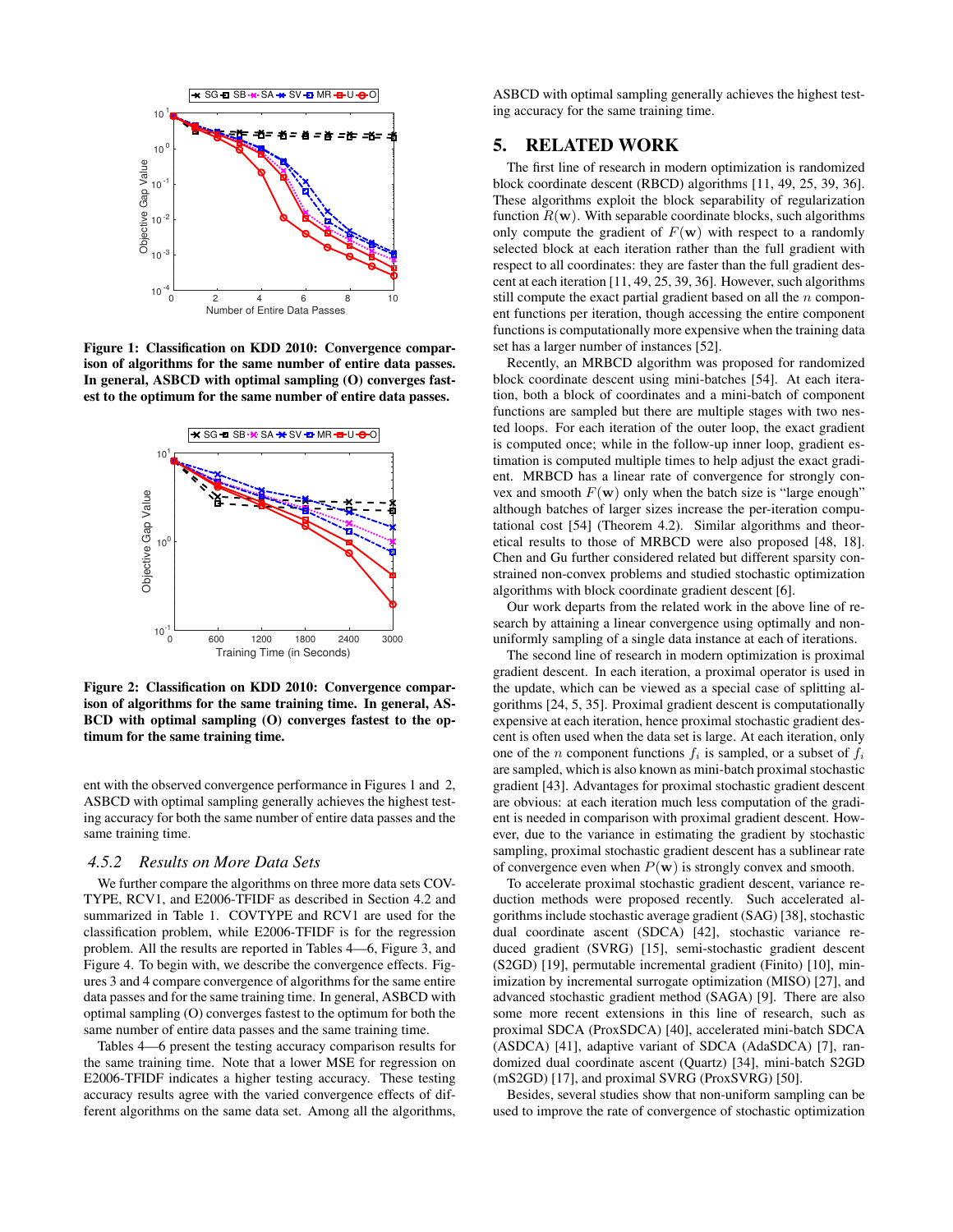**Figure 1: Classification on KDD 2010: Convergence comparison of algorithms for the same number of entire data passes. In general, ASBCD with optimal sampling (O) converges fastest to the optimum for the same number of entire data passes.**

**Figure 2: Classification on KDD 2010: Convergence comparison of algorithms for the same training time. In general, ASBCD with optimal sampling (O) converges fastest to the optimum for the same training time.**

ent with the observed convergence performance in Figures 1 and 2, ASBCD with optimal sampling generally achieves the highest testing accuracy for both the same number of entire data passes and the same training time.

### 4.5.2 *Results on More Data Sets*

We further compare the algorithms on three more data sets COVTYPE, RCV1, and E2006-TFIDF as described in Section 4.2 and summarized in Table 1. COVTYPE and RCV1 are used for the classification problem, while E2006-TFIDF is for the regression problem. All the results are reported in Tables 4—6, Figure 3, and Figure 4. To begin with, we describe the convergence effects. Figures 3 and 4 compare convergence of algorithms for the same entire data passes and for the same training time. In general, ASBCD with optimal sampling (O) converges fastest to the optimum for both the same number of entire data passes and the same training time.

Tables 4—6 present the testing accuracy comparison results for the same training time. Note that a lower MSE for regression on E2006-TFIDF indicates a higher testing accuracy. These testing accuracy results agree with the varied convergence effects of different algorithms on the same data set. Among all the algorithms, ASBCD with optimal sampling generally achieves the highest testing accuracy for the same training time.

## 5. RELATED WORK

The first line of research in modern optimization is randomized block coordinate descent (RBCD) algorithms [11, 49, 25, 39, 36]. These algorithms exploit the block separability of regularization function $R(\mathbf{w})$. With separable coordinate blocks, such algorithms only compute the gradient of $F(\mathbf{w})$ with respect to a randomly selected block at each iteration rather than the full gradient with respect to all coordinates: they are faster than the full gradient descent at each iteration [11, 49, 25, 39, 36]. However, such algorithms still compute the exact partial gradient based on all the $n$ component functions per iteration, though accessing the entire component functions is computationally more expensive when the training data set has a larger number of instances [52].

Recently, an MRBCD algorithm was proposed for randomized block coordinate descent using mini-batches [54]. At each iteration, both a block of coordinates and a mini-batch of component functions are sampled but there are multiple stages with two nested loops. For each iteration of the outer loop, the exact gradient is computed once; while in the follow-up inner loop, gradient estimation is computed multiple times to help adjust the exact gradient. MRBCD has a linear rate of convergence for strongly convex and smooth $F(\mathbf{w})$ only when the batch size is "large enough" although batches of larger sizes increase the per-iteration computational cost [54] (Theorem 4.2). Similar algorithms and theoretical results to those of MRBCD were also proposed [48, 18]. Chen and Gu further considered related but different sparsity constrained non-convex problems and studied stochastic optimization algorithms with block coordinate gradient descent [6].

Our work departs from the related work in the above line of research by attaining a linear convergence using optimally and non-uniformly sampling of a single data instance at each of iterations.

The second line of research in modern optimization is proximal gradient descent. In each iteration, a proximal operator is used in the update, which can be viewed as a special case of splitting algorithms [24, 5, 35]. Proximal gradient descent is computationally expensive at each iteration, hence proximal stochastic gradient descent is often used when the data set is large. At each iteration, only one of the $n$ component functions $f_i$ is sampled, or a subset of $f_i$ are sampled, which is also known as mini-batch proximal stochastic gradient [43]. Advantages for proximal stochastic gradient descent are obvious: at each iteration much less computation of the gradient is needed in comparison with proximal gradient descent. However, due to the variance in estimating the gradient by stochastic sampling, proximal stochastic gradient descent has a sublinear rate of convergence even when $P(\mathbf{w})$ is strongly convex and smooth.

To accelerate proximal stochastic gradient descent, variance reduction methods were proposed recently. Such accelerated algorithms include stochastic average gradient (SAG) [38], stochastic dual coordinate ascent (SDCA) [42], stochastic variance reduced gradient (SVRG) [15], semi-stochastic gradient descent (S2GD) [19], permutable incremental gradient (Finito) [10], minimization by incremental surrogate optimization (MISO) [27], and advanced stochastic gradient method (SAGA) [9]. There are also some more recent extensions in this line of research, such as proximal SDCA (ProxSDCA) [40], accelerated mini-batch SDCA (ASDCA) [41], adaptive variant of SDCA (AdaSDCA) [7], randomized dual coordinate ascent (Quartz) [34], mini-batch S2GD (mS2GD) [17], and proximal SVRG (ProxSVRG) [50].

Besides, several studies show that non-uniform sampling can be used to improve the rate of convergence of stochastic optimization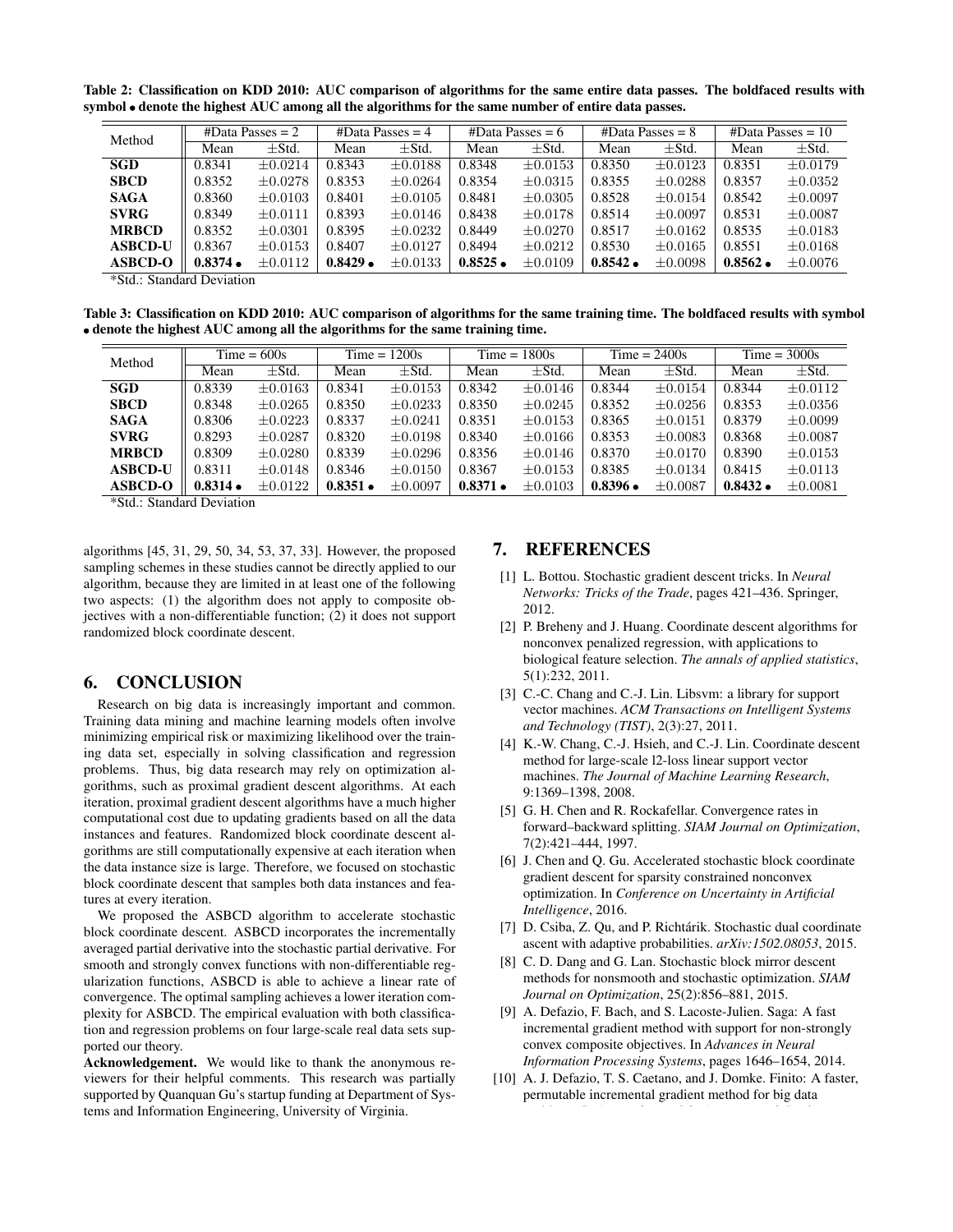**Table 2: Classification on KDD 2010: AUC comparison of algorithms for the same entire data passes. The boldfaced results with symbol • denote the highest AUC among all the algorithms for the same number of entire data passes.**

| Method | #Data Passes = 2 | | #Data Passes = 4 | | #Data Passes = 6 | | #Data Passes = 8 | | #Data Passes = 10 | |
|---|---|---|---|---|---|---|---|---|---|---|
| | Mean | ±Std. | Mean | ±Std. | Mean | ±Std. | Mean | ±Std. | Mean | ±Std. |
| **SGD** | 0.8341 | ±0.0214 | 0.8343 | ±0.0188 | 0.8348 | ±0.0153 | 0.8350 | ±0.0123 | 0.8351 | ±0.0179 |
| **SBCD** | 0.8352 | ±0.0278 | 0.8353 | ±0.0264 | 0.8354 | ±0.0315 | 0.8355 | ±0.0288 | 0.8357 | ±0.0352 |
| **SAGA** | 0.8360 | ±0.0103 | 0.8401 | ±0.0105 | 0.8481 | ±0.0305 | 0.8528 | ±0.0154 | 0.8542 | ±0.0097 |
| **SVRG** | 0.8349 | ±0.0111 | 0.8393 | ±0.0146 | 0.8438 | ±0.0178 | 0.8514 | ±0.0097 | 0.8531 | ±0.0087 |
| **MRBCD** | 0.8352 | ±0.0301 | 0.8395 | ±0.0232 | 0.8449 | ±0.0270 | 0.8517 | ±0.0162 | 0.8535 | ±0.0183 |
| **ASBCD-U** | 0.8367 | ±0.0153 | 0.8407 | ±0.0127 | 0.8494 | ±0.0212 | 0.8530 | ±0.0165 | 0.8551 | ±0.0168 |
| **ASBCD-O** | **0.8374** • | ±0.0112 | **0.8429** • | ±0.0133 | **0.8525** • | ±0.0109 | **0.8542** • | ±0.0098 | **0.8562** • | ±0.0076 |

*Std.: Standard Deviation

**Table 3: Classification on KDD 2010: AUC comparison of algorithms for the same training time. The boldfaced results with symbol • denote the highest AUC among all the algorithms for the same training time.**

| Method | Time = 600s | | Time = 1200s | | Time = 1800s | | Time = 2400s | | Time = 3000s | |
|---|---|---|---|---|---|---|---|---|---|---|
| | Mean | ±Std. | Mean | ±Std. | Mean | ±Std. | Mean | ±Std. | Mean | ±Std. |
| **SGD** | 0.8339 | ±0.0163 | 0.8341 | ±0.0153 | 0.8342 | ±0.0146 | 0.8344 | ±0.0154 | 0.8344 | ±0.0112 |
| **SBCD** | 0.8348 | ±0.0265 | 0.8350 | ±0.0233 | 0.8350 | ±0.0245 | 0.8352 | ±0.0256 | 0.8353 | ±0.0356 |
| **SAGA** | 0.8306 | ±0.0223 | 0.8337 | ±0.0241 | 0.8351 | ±0.0153 | 0.8365 | ±0.0151 | 0.8379 | ±0.0099 |
| **SVRG** | 0.8293 | ±0.0287 | 0.8320 | ±0.0198 | 0.8340 | ±0.0166 | 0.8353 | ±0.0083 | 0.8368 | ±0.0087 |
| **MRBCD** | 0.8309 | ±0.0280 | 0.8339 | ±0.0296 | 0.8356 | ±0.0146 | 0.8370 | ±0.0170 | 0.8390 | ±0.0153 |
| **ASBCD-U** | 0.8311 | ±0.0148 | 0.8346 | ±0.0150 | 0.8367 | ±0.0153 | 0.8385 | ±0.0134 | 0.8415 | ±0.0113 |
| **ASBCD-O** | **0.8314** • | ±0.0122 | **0.8351** • | ±0.0097 | **0.8371** • | ±0.0103 | **0.8396** • | ±0.0087 | **0.8432** • | ±0.0081 |

*Std.: Standard Deviation

algorithms [45, 31, 29, 50, 34, 53, 37, 33]. However, the proposed sampling schemes in these studies cannot be directly applied to our algorithm, because they are limited in at least one of the following two aspects: (1) the algorithm does not apply to composite objectives with a non-differentiable function; (2) it does not support randomized block coordinate descent.

## 6. CONCLUSION

Research on big data is increasingly important and common. Training data mining and machine learning models often involve minimizing empirical risk or maximizing likelihood over the training data set, especially in solving classification and regression problems. Thus, big data research may rely on optimization algorithms, such as proximal gradient descent algorithms. At each iteration, proximal gradient descent algorithms have a much higher computational cost due to updating gradients based on all the data instances and features. Randomized block coordinate descent algorithms are still computationally expensive at each iteration when the data instance size is large. Therefore, we focused on stochastic block coordinate descent that samples both data instances and features at every iteration.

We proposed the ASBCD algorithm to accelerate stochastic block coordinate descent. ASBCD incorporates the incrementally averaged partial derivative into the stochastic partial derivative. For smooth and strongly convex functions with non-differentiable regularization functions, ASBCD is able to achieve a linear rate of convergence. The optimal sampling achieves a lower iteration complexity for ASBCD. The empirical evaluation with both classification and regression problems on four large-scale real data sets supported our theory.

**Acknowledgement.** We would like to thank the anonymous reviewers for their helpful comments. This research was partially supported by Quanquan Gu's startup funding at Department of Systems and Information Engineering, University of Virginia.

## 7. REFERENCES

[1] L. Bottou. Stochastic gradient descent tricks. In *Neural Networks: Tricks of the Trade*, pages 421–436. Springer, 2012.

[2] P. Breheny and J. Huang. Coordinate descent algorithms for nonconvex penalized regression, with applications to biological feature selection. *The annals of applied statistics*, 5(1):232, 2011.

[3] C.-C. Chang and C.-J. Lin. Libsvm: a library for support vector machines. *ACM Transactions on Intelligent Systems and Technology (TIST)*, 2(3):27, 2011.

[4] K.-W. Chang, C.-J. Hsieh, and C.-J. Lin. Coordinate descent method for large-scale l2-loss linear support vector machines. *The Journal of Machine Learning Research*, 9:1369–1398, 2008.

[5] G. H. Chen and R. Rockafellar. Convergence rates in forward–backward splitting. *SIAM Journal on Optimization*, 7(2):421–444, 1997.

[6] J. Chen and Q. Gu. Accelerated stochastic block coordinate gradient descent for sparsity constrained nonconvex optimization. In *Conference on Uncertainty in Artificial Intelligence*, 2016.

[7] D. Csiba, Z. Qu, and P. Richtárik. Stochastic dual coordinate ascent with adaptive probabilities. *arXiv:1502.08053*, 2015.

[8] C. D. Dang and G. Lan. Stochastic block mirror descent methods for nonsmooth and stochastic optimization. *SIAM Journal on Optimization*, 25(2):856–881, 2015.

[9] A. Defazio, F. Bach, and S. Lacoste-Julien. Saga: A fast incremental gradient method with support for non-strongly convex composite objectives. In *Advances in Neural Information Processing Systems*, pages 1646–1654, 2014.

[10] A. J. Defazio, T. S. Caetano, and J. Domke. Finito: A faster, permutable incremental gradient method for big data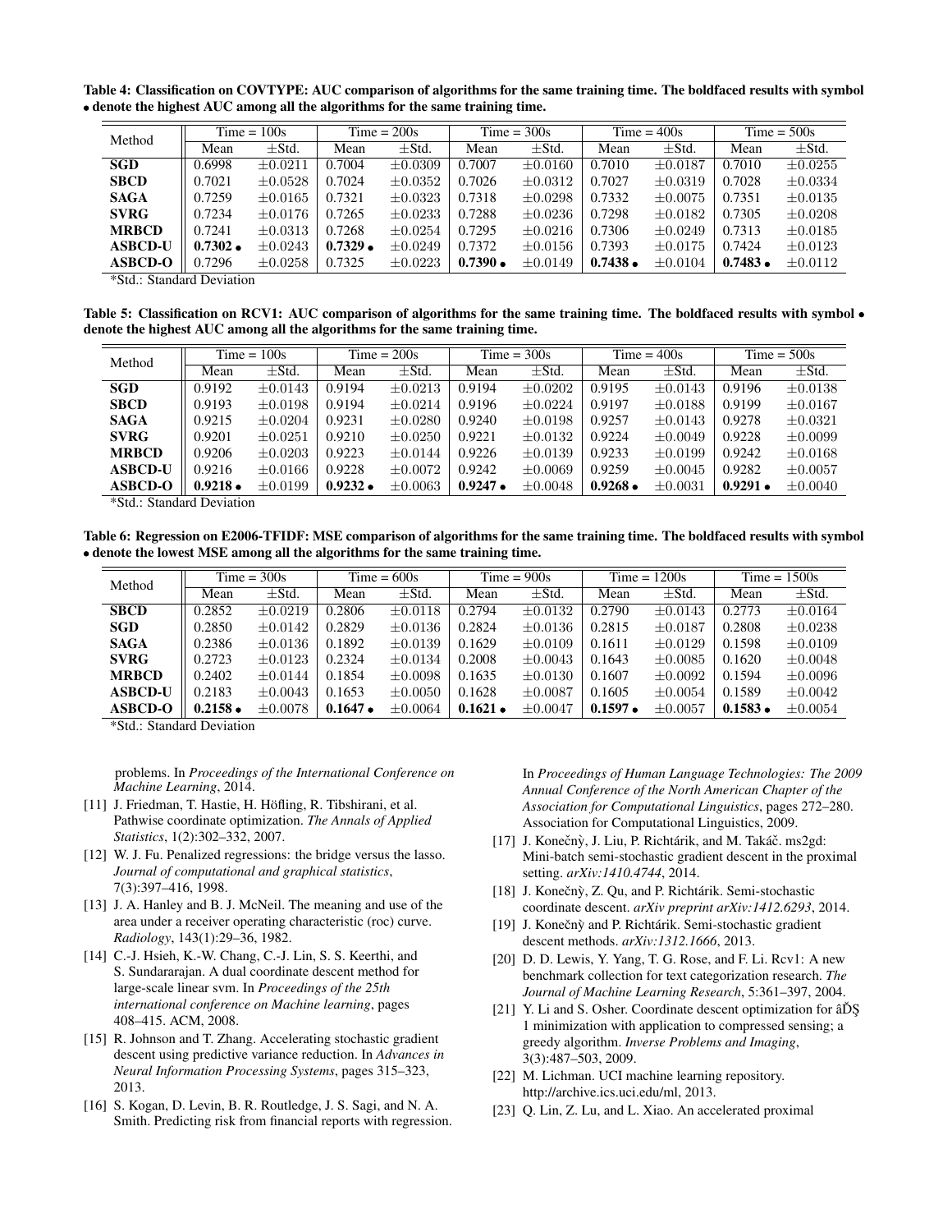**Table 4: Classification on COVTYPE: AUC comparison of algorithms for the same training time. The boldfaced results with symbol • denote the highest AUC among all the algorithms for the same training time.**

| Method | Time = 100s | | Time = 200s | | Time = 300s | | Time = 400s | | Time = 500s | |
|---|---|---|---|---|---|---|---|---|---|---|
| | Mean | ±Std. | Mean | ±Std. | Mean | ±Std. | Mean | ±Std. | Mean | ±Std. |
| **SGD** | 0.6998 | ±0.0211 | 0.7004 | ±0.0309 | 0.7007 | ±0.0160 | 0.7010 | ±0.0187 | 0.7010 | ±0.0255 |
| **SBCD** | 0.7021 | ±0.0528 | 0.7024 | ±0.0352 | 0.7026 | ±0.0312 | 0.7027 | ±0.0319 | 0.7028 | ±0.0334 |
| **SAGA** | 0.7259 | ±0.0165 | 0.7321 | ±0.0323 | 0.7318 | ±0.0298 | 0.7332 | ±0.0075 | 0.7351 | ±0.0135 |
| **SVRG** | 0.7234 | ±0.0176 | 0.7265 | ±0.0233 | 0.7288 | ±0.0236 | 0.7298 | ±0.0182 | 0.7305 | ±0.0208 |
| **MRBCD** | 0.7241 | ±0.0313 | 0.7268 | ±0.0254 | 0.7295 | ±0.0216 | 0.7306 | ±0.0249 | 0.7313 | ±0.0185 |
| **ASBCD-U** | **0.7302** • | ±0.0243 | **0.7329** • | ±0.0249 | 0.7372 | ±0.0156 | 0.7393 | ±0.0175 | 0.7424 | ±0.0123 |
| **ASBCD-O** | 0.7296 | ±0.0258 | 0.7325 | ±0.0223 | **0.7390** • | ±0.0149 | **0.7438** • | ±0.0104 | **0.7483** • | ±0.0112 |

*Std.: Standard Deviation

**Table 5: Classification on RCV1: AUC comparison of algorithms for the same training time. The boldfaced results with symbol • denote the highest AUC among all the algorithms for the same training time.**

| Method | Time = 100s | | Time = 200s | | Time = 300s | | Time = 400s | | Time = 500s | |
|---|---|---|---|---|---|---|---|---|---|---|
| | Mean | ±Std. | Mean | ±Std. | Mean | ±Std. | Mean | ±Std. | Mean | ±Std. |
| **SGD** | 0.9192 | ±0.0143 | 0.9194 | ±0.0213 | 0.9194 | ±0.0202 | 0.9195 | ±0.0143 | 0.9196 | ±0.0138 |
| **SBCD** | 0.9193 | ±0.0198 | 0.9194 | ±0.0214 | 0.9196 | ±0.0224 | 0.9197 | ±0.0188 | 0.9199 | ±0.0167 |
| **SAGA** | 0.9215 | ±0.0204 | 0.9231 | ±0.0280 | 0.9240 | ±0.0198 | 0.9257 | ±0.0143 | 0.9278 | ±0.0321 |
| **SVRG** | 0.9201 | ±0.0251 | 0.9210 | ±0.0250 | 0.9221 | ±0.0132 | 0.9224 | ±0.0049 | 0.9228 | ±0.0099 |
| **MRBCD** | 0.9206 | ±0.0203 | 0.9223 | ±0.0144 | 0.9226 | ±0.0139 | 0.9233 | ±0.0199 | 0.9242 | ±0.0168 |
| **ASBCD-U** | 0.9216 | ±0.0166 | 0.9228 | ±0.0072 | 0.9242 | ±0.0069 | 0.9259 | ±0.0045 | 0.9282 | ±0.0057 |
| **ASBCD-O** | **0.9218** • | ±0.0199 | **0.9232** • | ±0.0063 | **0.9247** • | ±0.0048 | **0.9268** • | ±0.0031 | **0.9291** • | ±0.0040 |

*Std.: Standard Deviation

**Table 6: Regression on E2006-TFIDF: MSE comparison of algorithms for the same training time. The boldfaced results with symbol • denote the lowest MSE among all the algorithms for the same training time.**

| Method | Time = 300s | | Time = 600s | | Time = 900s | | Time = 1200s | | Time = 1500s | |
|---|---|---|---|---|---|---|---|---|---|---|
| | Mean | ±Std. | Mean | ±Std. | Mean | ±Std. | Mean | ±Std. | Mean | ±Std. |
| **SBCD** | 0.2852 | ±0.0219 | 0.2806 | ±0.0118 | 0.2794 | ±0.0132 | 0.2790 | ±0.0143 | 0.2773 | ±0.0164 |
| **SGD** | 0.2850 | ±0.0142 | 0.2829 | ±0.0136 | 0.2824 | ±0.0136 | 0.2815 | ±0.0187 | 0.2808 | ±0.0238 |
| **SAGA** | 0.2386 | ±0.0136 | 0.1892 | ±0.0139 | 0.1629 | ±0.0109 | 0.1611 | ±0.0129 | 0.1598 | ±0.0109 |
| **SVRG** | 0.2723 | ±0.0123 | 0.2324 | ±0.0134 | 0.2008 | ±0.0043 | 0.1643 | ±0.0085 | 0.1620 | ±0.0048 |
| **MRBCD** | 0.2402 | ±0.0144 | 0.1854 | ±0.0098 | 0.1635 | ±0.0130 | 0.1607 | ±0.0092 | 0.1594 | ±0.0096 |
| **ASBCD-U** | 0.2183 | ±0.0043 | 0.1653 | ±0.0050 | 0.1628 | ±0.0087 | 0.1605 | ±0.0054 | 0.1589 | ±0.0042 |
| **ASBCD-O** | **0.2158** • | ±0.0078 | **0.1647** • | ±0.0064 | **0.1621** • | ±0.0047 | **0.1597** • | ±0.0057 | **0.1583** • | ±0.0054 |

*Std.: Standard Deviation

problems. In *Proceedings of the International Conference on Machine Learning*, 2014.

[11] J. Friedman, T. Hastie, H. Höfling, R. Tibshirani, et al. Pathwise coordinate optimization. *The Annals of Applied Statistics*, 1(2):302–332, 2007.

[12] W. J. Fu. Penalized regressions: the bridge versus the lasso. *Journal of computational and graphical statistics*, 7(3):397–416, 1998.

[13] J. A. Hanley and B. J. McNeil. The meaning and use of the area under a receiver operating characteristic (roc) curve. *Radiology*, 143(1):29–36, 1982.

[14] C.-J. Hsieh, K.-W. Chang, C.-J. Lin, S. S. Keerthi, and S. Sundararajan. A dual coordinate descent method for large-scale linear svm. In *Proceedings of the 25th international conference on Machine learning*, pages 408–415. ACM, 2008.

[15] R. Johnson and T. Zhang. Accelerating stochastic gradient descent using predictive variance reduction. In *Advances in Neural Information Processing Systems*, pages 315–323, 2013.

[16] S. Kogan, D. Levin, B. R. Routledge, J. S. Sagi, and N. A. Smith. Predicting risk from financial reports with regression. In *Proceedings of Human Language Technologies: The 2009 Annual Conference of the North American Chapter of the Association for Computational Linguistics*, pages 272–280. Association for Computational Linguistics, 2009.

[17] J. Konečnỳ, J. Liu, P. Richtárik, and M. Takáč. ms2gd: Mini-batch semi-stochastic gradient descent in the proximal setting. *arXiv:1410.4744*, 2014.

[18] J. Konečnỳ, Z. Qu, and P. Richtárik. Semi-stochastic coordinate descent. *arXiv preprint arXiv:1412.6293*, 2014.

[19] J. Konečnỳ and P. Richtárik. Semi-stochastic gradient descent methods. *arXiv:1312.1666*, 2013.

[20] D. D. Lewis, Y. Yang, T. G. Rose, and F. Li. Rcv1: A new benchmark collection for text categorization research. *The Journal of Machine Learning Research*, 5:361–397, 2004.

[21] Y. Li and S. Osher. Coordinate descent optimization for âĎŞ 1 minimization with application to compressed sensing; a greedy algorithm. *Inverse Problems and Imaging*, 3(3):487–503, 2009.

[22] M. Lichman. UCI machine learning repository. http://archive.ics.uci.edu/ml, 2013.

[23] Q. Lin, Z. Lu, and L. Xiao. An accelerated proximal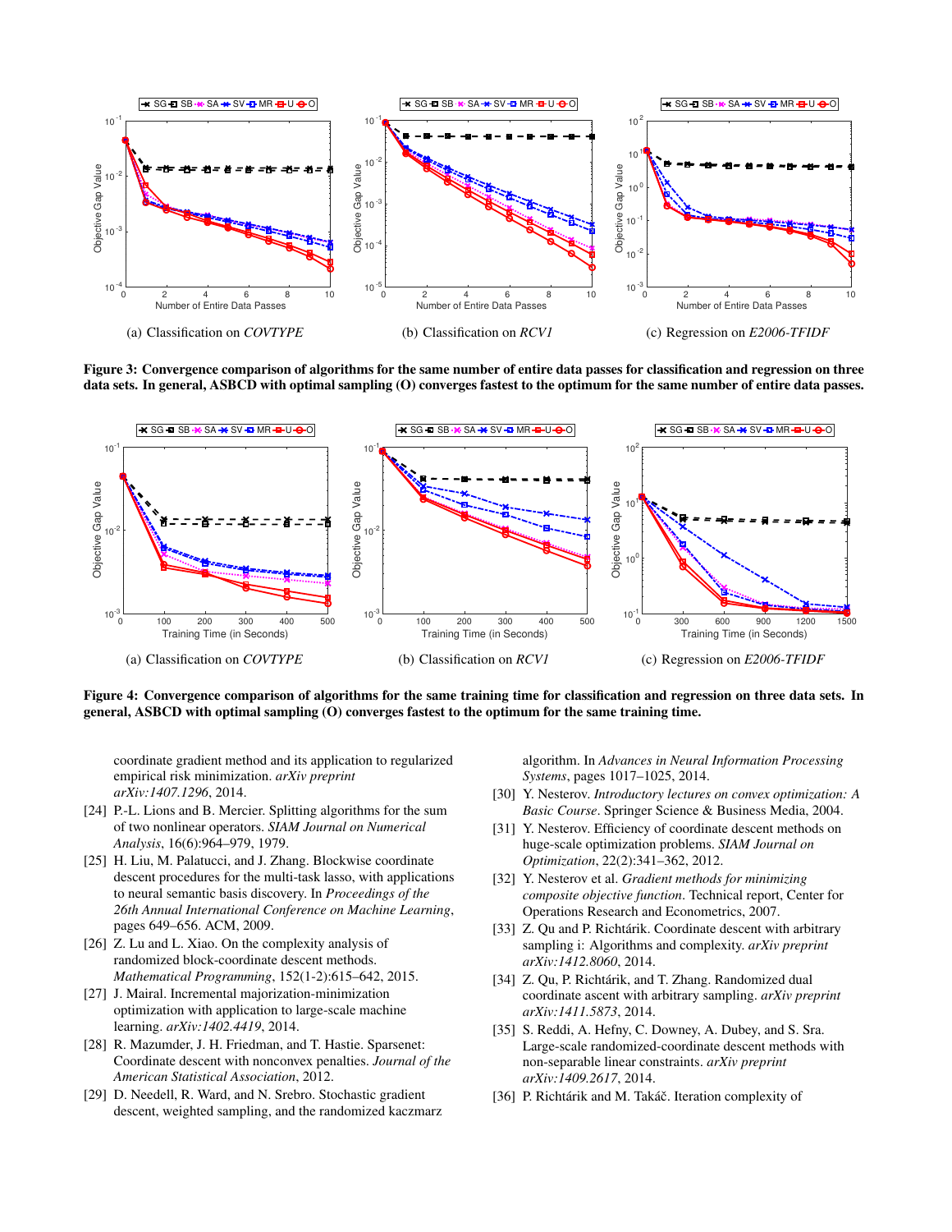(a) Classification on *COVTYPE*

(b) Classification on *RCV1*

(c) Regression on *E2006-TFIDF*

**Figure 3: Convergence comparison of algorithms for the same number of entire data passes for classification and regression on three data sets. In general, ASBCD with optimal sampling (O) converges fastest to the optimum for the same number of entire data passes.**

(a) Classification on *COVTYPE*

(b) Classification on *RCV1*

(c) Regression on *E2006-TFIDF*

**Figure 4: Convergence comparison of algorithms for the same training time for classification and regression on three data sets. In general, ASBCD with optimal sampling (O) converges fastest to the optimum for the same training time.**

coordinate gradient method and its application to regularized empirical risk minimization. *arXiv preprint arXiv:1407.1296*, 2014.

[24] P.-L. Lions and B. Mercier. Splitting algorithms for the sum of two nonlinear operators. *SIAM Journal on Numerical Analysis*, 16(6):964–979, 1979.

[25] H. Liu, M. Palatucci, and J. Zhang. Blockwise coordinate descent procedures for the multi-task lasso, with applications to neural semantic basis discovery. In *Proceedings of the 26th Annual International Conference on Machine Learning*, pages 649–656. ACM, 2009.

[26] Z. Lu and L. Xiao. On the complexity analysis of randomized block-coordinate descent methods. *Mathematical Programming*, 152(1-2):615–642, 2015.

[27] J. Mairal. Incremental majorization-minimization optimization with application to large-scale machine learning. *arXiv:1402.4419*, 2014.

[28] R. Mazumder, J. H. Friedman, and T. Hastie. Sparsenet: Coordinate descent with nonconvex penalties. *Journal of the American Statistical Association*, 2012.

[29] D. Needell, R. Ward, and N. Srebro. Stochastic gradient descent, weighted sampling, and the randomized kaczmarz algorithm. In *Advances in Neural Information Processing Systems*, pages 1017–1025, 2014.

[30] Y. Nesterov. *Introductory lectures on convex optimization: A Basic Course*. Springer Science & Business Media, 2004.

[31] Y. Nesterov. Efficiency of coordinate descent methods on huge-scale optimization problems. *SIAM Journal on Optimization*, 22(2):341–362, 2012.

[32] Y. Nesterov et al. *Gradient methods for minimizing composite objective function*. Technical report, Center for Operations Research and Econometrics, 2007.

[33] Z. Qu and P. Richtárik. Coordinate descent with arbitrary sampling i: Algorithms and complexity. *arXiv preprint arXiv:1412.8060*, 2014.

[34] Z. Qu, P. Richtárik, and T. Zhang. Randomized dual coordinate ascent with arbitrary sampling. *arXiv preprint arXiv:1411.5873*, 2014.

[35] S. Reddi, A. Hefny, C. Downey, A. Dubey, and S. Sra. Large-scale randomized-coordinate descent methods with non-separable linear constraints. *arXiv preprint arXiv:1409.2617*, 2014.

[36] P. Richtárik and M. Takáč. Iteration complexity of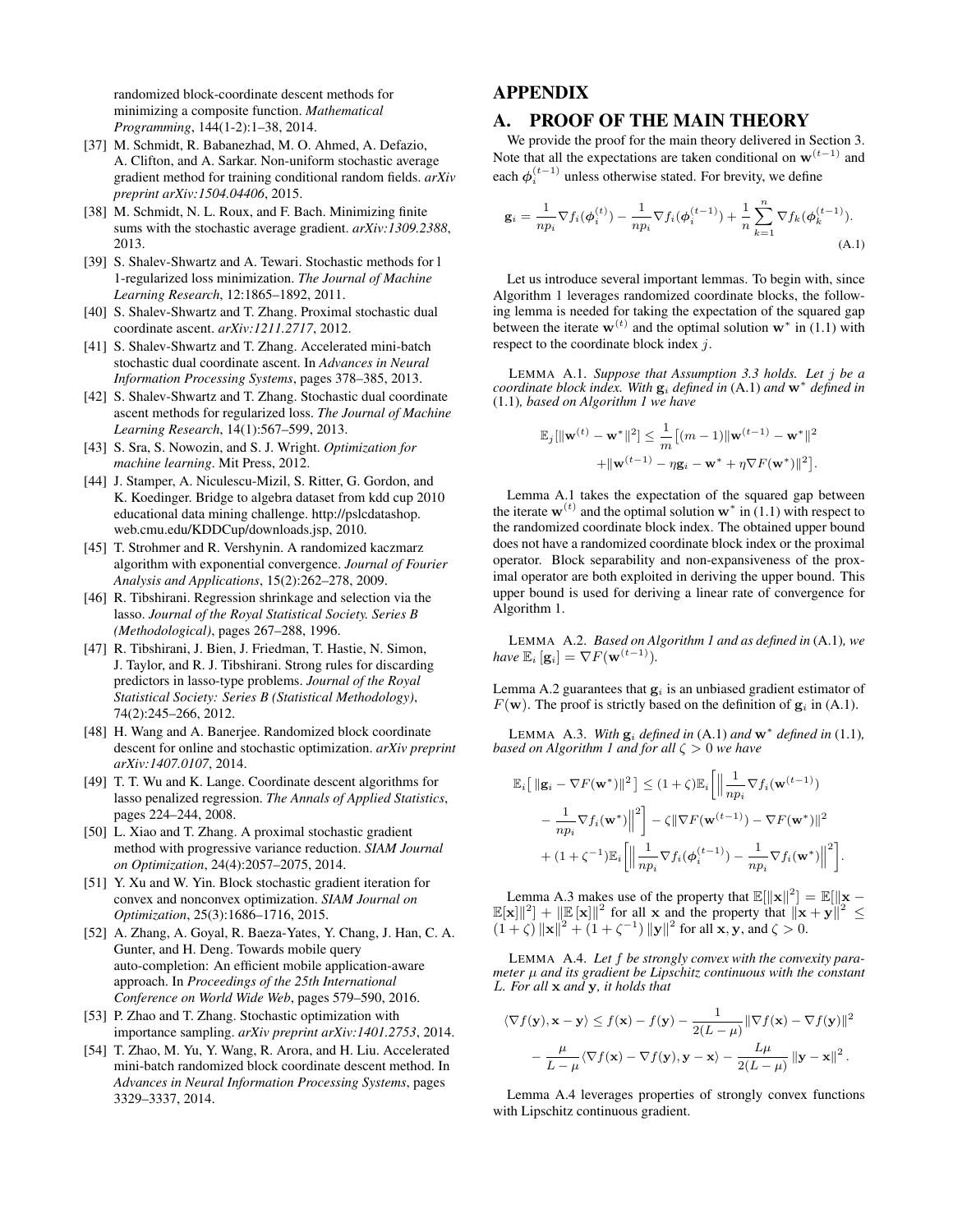randomized block-coordinate descent methods for minimizing a composite function. *Mathematical Programming*, 144(1-2):1–38, 2014.

[37] M. Schmidt, R. Babanezhad, M. O. Ahmed, A. Defazio, A. Clifton, and A. Sarkar. Non-uniform stochastic average gradient method for training conditional random fields. *arXiv preprint arXiv:1504.04406*, 2015.

[38] M. Schmidt, N. L. Roux, and F. Bach. Minimizing finite sums with the stochastic average gradient. *arXiv:1309.2388*, 2013.

[39] S. Shalev-Shwartz and A. Tewari. Stochastic methods for l 1-regularized loss minimization. *The Journal of Machine Learning Research*, 12:1865–1892, 2011.

[40] S. Shalev-Shwartz and T. Zhang. Proximal stochastic dual coordinate ascent. *arXiv:1211.2717*, 2012.

[41] S. Shalev-Shwartz and T. Zhang. Accelerated mini-batch stochastic dual coordinate ascent. In *Advances in Neural Information Processing Systems*, pages 378–385, 2013.

[42] S. Shalev-Shwartz and T. Zhang. Stochastic dual coordinate ascent methods for regularized loss. *The Journal of Machine Learning Research*, 14(1):567–599, 2013.

[43] S. Sra, S. Nowozin, and S. J. Wright. *Optimization for machine learning*. Mit Press, 2012.

[44] J. Stamper, A. Niculescu-Mizil, S. Ritter, G. Gordon, and K. Koedinger. Bridge to algebra dataset from kdd cup 2010 educational data mining challenge. http://pslcdatashop.web.cmu.edu/KDDCup/downloads.jsp, 2010.

[45] T. Strohmer and R. Vershynin. A randomized kaczmarz algorithm with exponential convergence. *Journal of Fourier Analysis and Applications*, 15(2):262–278, 2009.

[46] R. Tibshirani. Regression shrinkage and selection via the lasso. *Journal of the Royal Statistical Society. Series B (Methodological)*, pages 267–288, 1996.

[47] R. Tibshirani, J. Bien, J. Friedman, T. Hastie, N. Simon, J. Taylor, and R. J. Tibshirani. Strong rules for discarding predictors in lasso-type problems. *Journal of the Royal Statistical Society: Series B (Statistical Methodology)*, 74(2):245–266, 2012.

[48] H. Wang and A. Banerjee. Randomized block coordinate descent for online and stochastic optimization. *arXiv preprint arXiv:1407.0107*, 2014.

[49] T. T. Wu and K. Lange. Coordinate descent algorithms for lasso penalized regression. *The Annals of Applied Statistics*, pages 224–244, 2008.

[50] L. Xiao and T. Zhang. A proximal stochastic gradient method with progressive variance reduction. *SIAM Journal on Optimization*, 24(4):2057–2075, 2014.

[51] Y. Xu and W. Yin. Block stochastic gradient iteration for convex and nonconvex optimization. *SIAM Journal on Optimization*, 25(3):1686–1716, 2015.

[52] A. Zhang, A. Goyal, R. Baeza-Yates, Y. Chang, J. Han, C. A. Gunter, and H. Deng. Towards mobile query auto-completion: An efficient mobile application-aware approach. In *Proceedings of the 25th International Conference on World Wide Web*, pages 579–590, 2016.

[53] P. Zhao and T. Zhang. Stochastic optimization with importance sampling. *arXiv preprint arXiv:1401.2753*, 2014.

[54] T. Zhao, M. Yu, Y. Wang, R. Arora, and H. Liu. Accelerated mini-batch randomized block coordinate descent method. In *Advances in Neural Information Processing Systems*, pages 3329–3337, 2014.

# APPENDIX

## A. PROOF OF THE MAIN THEORY

We provide the proof for the main theory delivered in Section 3. Note that all the expectations are taken conditional on $\mathbf{w}^{(t-1)}$ and each $\boldsymbol{\phi}_i^{(t-1)}$ unless otherwise stated. For brevity, we define

$$\mathbf{g}_i = \frac{1}{np_i}\nabla f_i(\boldsymbol{\phi}_i^{(t)}) - \frac{1}{np_i}\nabla f_i(\boldsymbol{\phi}_i^{(t-1)}) + \frac{1}{n}\sum_{k=1}^{n}\nabla f_k(\boldsymbol{\phi}_k^{(t-1)}). \tag{A.1}$$

Let us introduce several important lemmas. To begin with, since Algorithm 1 leverages randomized coordinate blocks, the following lemma is needed for taking the expectation of the squared gap between the iterate $\mathbf{w}^{(t)}$ and the optimal solution $\mathbf{w}^*$ in (1.1) with respect to the coordinate block index $j$.

LEMMA A.1. *Suppose that Assumption 3.3 holds. Let $j$ be a coordinate block index. With $\mathbf{g}_i$ defined in* (A.1) *and $\mathbf{w}^*$ defined in* (1.1)*, based on Algorithm 1 we have*

$$\mathbb{E}_j[\|\mathbf{w}^{(t)} - \mathbf{w}^*\|^2] \leq \frac{1}{m}\big[(m-1)\|\mathbf{w}^{(t-1)} - \mathbf{w}^*\|^2 + \|\mathbf{w}^{(t-1)} - \eta\mathbf{g}_i - \mathbf{w}^* + \eta\nabla F(\mathbf{w}^*)\|^2\big].$$

Lemma A.1 takes the expectation of the squared gap between the iterate $\mathbf{w}^{(t)}$ and the optimal solution $\mathbf{w}^*$ in (1.1) with respect to the randomized coordinate block index. The obtained upper bound does not have a randomized coordinate block index or the proximal operator. Block separability and non-expansiveness of the proximal operator are both exploited in deriving the upper bound. This upper bound is used for deriving a linear rate of convergence for Algorithm 1.

LEMMA A.2. *Based on Algorithm 1 and as defined in* (A.1)*, we have* $\mathbb{E}_i[\mathbf{g}_i] = \nabla F(\mathbf{w}^{(t-1)})$.

Lemma A.2 guarantees that $\mathbf{g}_i$ is an unbiased gradient estimator of $F(\mathbf{w})$. The proof is strictly based on the definition of $\mathbf{g}_i$ in (A.1).

LEMMA A.3. *With $\mathbf{g}_i$ defined in* (A.1) *and $\mathbf{w}^*$ defined in* (1.1)*, based on Algorithm 1 and for all $\zeta > 0$ we have*

$$\begin{aligned}\mathbb{E}_i\big[\|\mathbf{g}_i - \nabla F(\mathbf{w}^*)\|^2\big] &\leq (1+\zeta)\mathbb{E}_i\Big[\Big\|\frac{1}{np_i}\nabla f_i(\mathbf{w}^{(t-1)}) - \frac{1}{np_i}\nabla f_i(\mathbf{w}^*)\Big\|^2\Big] - \zeta\|\nabla F(\mathbf{w}^{(t-1)}) - \nabla F(\mathbf{w}^*)\|^2 \\ &\quad + (1+\zeta^{-1})\mathbb{E}_i\Big[\Big\|\frac{1}{np_i}\nabla f_i(\boldsymbol{\phi}_i^{(t-1)}) - \frac{1}{np_i}\nabla f_i(\mathbf{w}^*)\Big\|^2\Big].\end{aligned}$$

Lemma A.3 makes use of the property that $\mathbb{E}[\|\mathbf{x}\|^2] = \mathbb{E}[\|\mathbf{x} - \mathbb{E}[\mathbf{x}]\|^2] + \|\mathbb{E}[\mathbf{x}]\|^2$ for all $\mathbf{x}$ and the property that $\|\mathbf{x}+\mathbf{y}\|^2 \leq (1+\zeta)\|\mathbf{x}\|^2 + (1+\zeta^{-1})\|\mathbf{y}\|^2$ for all $\mathbf{x}, \mathbf{y}$, and $\zeta > 0$.

LEMMA A.4. *Let $f$ be strongly convex with the convexity parameter $\mu$ and its gradient be Lipschitz continuous with the constant $L$. For all $\mathbf{x}$ and $\mathbf{y}$, it holds that*

$$\begin{aligned}\langle\nabla f(\mathbf{y}), \mathbf{x} - \mathbf{y}\rangle &\leq f(\mathbf{x}) - f(\mathbf{y}) - \frac{1}{2(L-\mu)}\|\nabla f(\mathbf{x}) - \nabla f(\mathbf{y})\|^2 \\ &\quad - \frac{\mu}{L-\mu}\langle\nabla f(\mathbf{x}) - \nabla f(\mathbf{y}), \mathbf{y} - \mathbf{x}\rangle - \frac{L\mu}{2(L-\mu)}\|\mathbf{y} - \mathbf{x}\|^2.\end{aligned}$$

Lemma A.4 leverages properties of strongly convex functions with Lipschitz continuous gradient.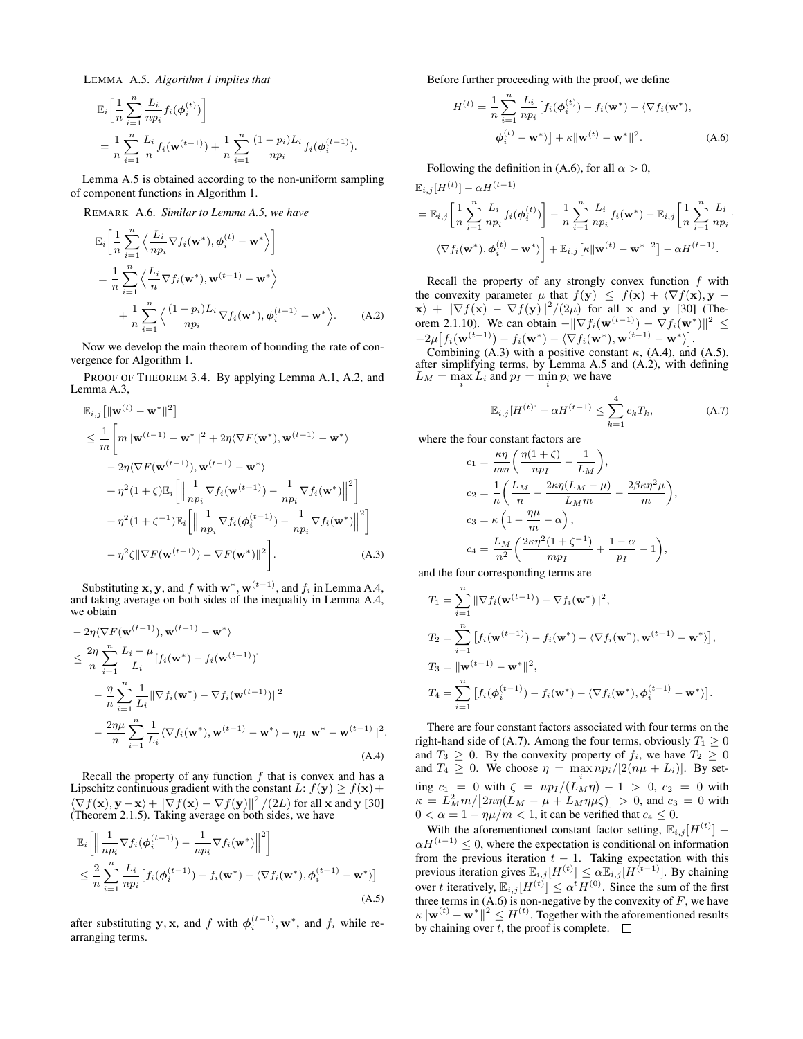LEMMA A.5. *Algorithm 1 implies that*

$$\mathbb{E}_i\bigg[\frac{1}{n}\sum_{i=1}^{n}\frac{L_i}{np_i}f_i(\boldsymbol{\phi}_i^{(t)})\bigg] = \frac{1}{n}\sum_{i=1}^{n}\frac{L_i}{n}f_i(\mathbf{w}^{(t-1)}) + \frac{1}{n}\sum_{i=1}^{n}\frac{(1-p_i)L_i}{np_i}f_i(\boldsymbol{\phi}_i^{(t-1)}).$$

Lemma A.5 is obtained according to the non-uniform sampling of component functions in Algorithm 1.

REMARK A.6. *Similar to Lemma A.5, we have*

$$\begin{aligned}\mathbb{E}_i\bigg[\frac{1}{n}\sum_{i=1}^{n}\Big\langle\frac{L_i}{np_i}\nabla f_i(\mathbf{w}^*), \boldsymbol{\phi}_i^{(t)}-\mathbf{w}^*\Big\rangle\bigg] &= \frac{1}{n}\sum_{i=1}^{n}\Big\langle\frac{L_i}{n}\nabla f_i(\mathbf{w}^*), \mathbf{w}^{(t-1)}-\mathbf{w}^*\Big\rangle \\ &\quad + \frac{1}{n}\sum_{i=1}^{n}\Big\langle\frac{(1-p_i)L_i}{np_i}\nabla f_i(\mathbf{w}^*), \boldsymbol{\phi}_i^{(t-1)}-\mathbf{w}^*\Big\rangle. \end{aligned} \tag{A.2}$$

Now we develop the main theorem of bounding the rate of convergence for Algorithm 1.

PROOF OF THEOREM 3.4. By applying Lemma A.1, A.2, and Lemma A.3,

$$\begin{aligned}\mathbb{E}_{i,j}\big[\|\mathbf{w}^{(t)}-\mathbf{w}^*\|^2\big] &\le \frac{1}{m}\Bigg[m\|\mathbf{w}^{(t-1)}-\mathbf{w}^*\|^2 + 2\eta\langle\nabla F(\mathbf{w}^*), \mathbf{w}^{(t-1)}-\mathbf{w}^*\rangle \\ &\quad - 2\eta\langle\nabla F(\mathbf{w}^{(t-1)}), \mathbf{w}^{(t-1)}-\mathbf{w}^*\rangle \\ &\quad + \eta^2(1+\zeta)\mathbb{E}_i\bigg[\Big\|\frac{1}{np_i}\nabla f_i(\mathbf{w}^{(t-1)}) - \frac{1}{np_i}\nabla f_i(\mathbf{w}^*)\Big\|^2\bigg] \\ &\quad + \eta^2(1+\zeta^{-1})\mathbb{E}_i\bigg[\Big\|\frac{1}{np_i}\nabla f_i(\boldsymbol{\phi}_i^{(t-1)}) - \frac{1}{np_i}\nabla f_i(\mathbf{w}^*)\Big\|^2\bigg] \\ &\quad - \eta^2\zeta\|\nabla F(\mathbf{w}^{(t-1)}) - \nabla F(\mathbf{w}^*)\|^2\Bigg]. \end{aligned} \tag{A.3}$$

Substituting $\mathbf{x}, \mathbf{y}$, and $f$ with $\mathbf{w}^*, \mathbf{w}^{(t-1)}$, and $f_i$ in Lemma A.4, and taking average on both sides of the inequality in Lemma A.4, we obtain

$$\begin{aligned}&- 2\eta\langle\nabla F(\mathbf{w}^{(t-1)}), \mathbf{w}^{(t-1)}-\mathbf{w}^*\rangle \\ &\le \frac{2\eta}{n}\sum_{i=1}^{n}\frac{L_i-\mu}{L_i}[f_i(\mathbf{w}^*)-f_i(\mathbf{w}^{(t-1)})] \\ &\quad - \frac{\eta}{n}\sum_{i=1}^{n}\frac{1}{L_i}\|\nabla f_i(\mathbf{w}^*)-\nabla f_i(\mathbf{w}^{(t-1)})\|^2 \\ &\quad - \frac{2\eta\mu}{n}\sum_{i=1}^{n}\frac{1}{L_i}\langle\nabla f_i(\mathbf{w}^*), \mathbf{w}^{(t-1)}-\mathbf{w}^*\rangle - \eta\mu\|\mathbf{w}^*-\mathbf{w}^{(t-1)}\|^2. \end{aligned} \tag{A.4}$$

Recall the property of any function $f$ that is convex and has a Lipschitz continuous gradient with the constant $L$: $f(\mathbf{y}) \ge f(\mathbf{x}) + \langle\nabla f(\mathbf{x}), \mathbf{y}-\mathbf{x}\rangle + \|\nabla f(\mathbf{x}) - \nabla f(\mathbf{y})\|^2/(2L)$ for all $\mathbf{x}$ and $\mathbf{y}$ [30] (Theorem 2.1.5). Taking average on both sides, we have

$$\begin{aligned}&\mathbb{E}_i\bigg[\Big\|\frac{1}{np_i}\nabla f_i(\boldsymbol{\phi}_i^{(t-1)}) - \frac{1}{np_i}\nabla f_i(\mathbf{w}^*)\Big\|^2\bigg] \\ &\le \frac{2}{n}\sum_{i=1}^{n}\frac{L_i}{np_i}\big[f_i(\boldsymbol{\phi}_i^{(t-1)}) - f_i(\mathbf{w}^*) - \langle\nabla f_i(\mathbf{w}^*), \boldsymbol{\phi}_i^{(t-1)}-\mathbf{w}^*\rangle\big] \end{aligned} \tag{A.5}$$

after substituting $\mathbf{y}, \mathbf{x}$, and $f$ with $\boldsymbol{\phi}_i^{(t-1)}, \mathbf{w}^*$, and $f_i$ while rearranging terms.

Before further proceeding with the proof, we define

$$H^{(t)} = \frac{1}{n}\sum_{i=1}^{n}\frac{L_i}{np_i}\big[f_i(\boldsymbol{\phi}_i^{(t)}) - f_i(\mathbf{w}^*) - \langle\nabla f_i(\mathbf{w}^*), \boldsymbol{\phi}_i^{(t)}-\mathbf{w}^*\rangle\big] + \kappa\|\mathbf{w}^{(t)}-\mathbf{w}^*\|^2. \tag{A.6}$$

Following the definition in (A.6), for all $\alpha > 0$,

$$\begin{aligned}&\mathbb{E}_{i,j}[H^{(t)}] - \alpha H^{(t-1)} \\ &= \mathbb{E}_{i,j}\bigg[\frac{1}{n}\sum_{i=1}^{n}\frac{L_i}{np_i}f_i(\boldsymbol{\phi}_i^{(t)})\bigg] - \frac{1}{n}\sum_{i=1}^{n}\frac{L_i}{np_i}f_i(\mathbf{w}^*) - \mathbb{E}_{i,j}\bigg[\frac{1}{n}\sum_{i=1}^{n}\frac{L_i}{np_i}\cdot \\ &\quad \langle\nabla f_i(\mathbf{w}^*), \boldsymbol{\phi}_i^{(t)}-\mathbf{w}^*\rangle\bigg] + \mathbb{E}_{i,j}\big[\kappa\|\mathbf{w}^{(t)}-\mathbf{w}^*\|^2\big] - \alpha H^{(t-1)}. \end{aligned}$$

Recall the property of any strongly convex function $f$ with the convexity parameter $\mu$ that $f(\mathbf{y}) \le f(\mathbf{x}) + \langle\nabla f(\mathbf{x}), \mathbf{y}-\mathbf{x}\rangle + \|\nabla f(\mathbf{x}) - \nabla f(\mathbf{y})\|^2/(2\mu)$ for all $\mathbf{x}$ and $\mathbf{y}$ [30] (Theorem 2.1.10). We can obtain $-\|\nabla f_i(\mathbf{w}^{(t-1)}) - \nabla f_i(\mathbf{w}^*)\|^2 \le -2\mu\big[f_i(\mathbf{w}^{(t-1)}) - f_i(\mathbf{w}^*) - \langle\nabla f_i(\mathbf{w}^*), \mathbf{w}^{(t-1)}-\mathbf{w}^*\rangle\big]$.

Combining (A.3) with a positive constant $\kappa$, (A.4), and (A.5), after simplifying terms, by Lemma A.5 and (A.2), with defining $L_M = \max_i L_i$ and $p_I = \min_i p_i$ we have

$$\mathbb{E}_{i,j}[H^{(t)}] - \alpha H^{(t-1)} \le \sum_{k=1}^{4} c_k T_k, \tag{A.7}$$

where the four constant factors are

$$\begin{aligned} c_1 &= \frac{\kappa\eta}{mn}\bigg(\frac{\eta(1+\zeta)}{np_I} - \frac{1}{L_M}\bigg), \\ c_2 &= \frac{1}{n}\bigg(\frac{L_M}{n} - \frac{2\kappa\eta(L_M-\mu)}{L_M m} - \frac{2\beta\kappa\eta^2\mu}{m}\bigg), \\ c_3 &= \kappa\Big(1 - \frac{\eta\mu}{m} - \alpha\Big), \\ c_4 &= \frac{L_M}{n^2}\bigg(\frac{2\kappa\eta^2(1+\zeta^{-1})}{mp_I} + \frac{1-\alpha}{p_I} - 1\bigg), \end{aligned}$$

and the four corresponding terms are

$$\begin{aligned} T_1 &= \sum_{i=1}^{n}\|\nabla f_i(\mathbf{w}^{(t-1)}) - \nabla f_i(\mathbf{w}^*)\|^2, \\ T_2 &= \sum_{i=1}^{n}\big[f_i(\mathbf{w}^{(t-1)}) - f_i(\mathbf{w}^*) - \langle\nabla f_i(\mathbf{w}^*), \mathbf{w}^{(t-1)}-\mathbf{w}^*\rangle\big], \\ T_3 &= \|\mathbf{w}^{(t-1)}-\mathbf{w}^*\|^2, \\ T_4 &= \sum_{i=1}^{n}\big[f_i(\boldsymbol{\phi}_i^{(t-1)}) - f_i(\mathbf{w}^*) - \langle\nabla f_i(\mathbf{w}^*), \boldsymbol{\phi}_i^{(t-1)}-\mathbf{w}^*\rangle\big]. \end{aligned}$$

There are four constant factors associated with four terms on the right-hand side of (A.7). Among the four terms, obviously $T_1 \ge 0$ and $T_3 \ge 0$. By the convexity property of $f_i$, we have $T_2 \ge 0$ and $T_4 \ge 0$. We choose $\eta = \max_i np_i/[2(n\mu + L_i)]$. By setting $c_1 = 0$ with $\zeta = np_I/(L_M\eta) - 1 > 0$, $c_2 = 0$ with $\kappa = L_M^2 m/\big[2n\eta(L_M - \mu + L_M\eta\mu\zeta)\big] > 0$, and $c_3 = 0$ with $0 < \alpha = 1 - \eta\mu/m < 1$, it can be verified that $c_4 \le 0$.

With the aforementioned constant factor setting, $\mathbb{E}_{i,j}[H^{(t)}] - \alpha H^{(t-1)} \le 0$, where the expectation is conditional on information from the previous iteration $t-1$. Taking expectation with this previous iteration gives $\mathbb{E}_{i,j}[H^{(t)}] \le \alpha\mathbb{E}_{i,j}[H^{(t-1)}]$. By chaining over $t$ iteratively, $\mathbb{E}_{i,j}[H^{(t)}] \le \alpha^t H^{(0)}$. Since the sum of the first three terms in (A.6) is non-negative by the convexity of $F$, we have $\kappa\|\mathbf{w}^{(t)}-\mathbf{w}^*\|^2 \le H^{(t)}$. Together with the aforementioned results by chaining over $t$, the proof is complete. □